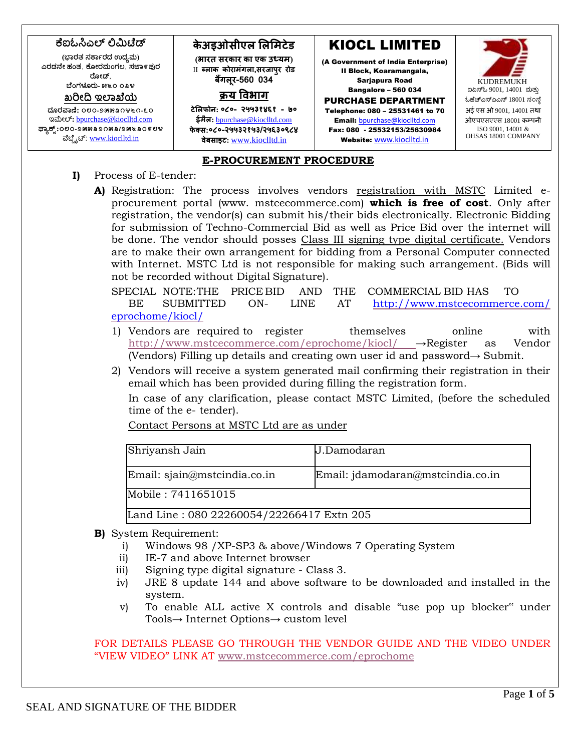| | | | |
|---|---|---|---|
| ಕೆಐಓಸಿಎಲ್ ಲಿಮಿಟೆಡ್<br>(ಭಾರತ ಸರ್ಕಾರದ ಉದ್ಯಮ)<br>ಎರಡನೇ ಹಂತ, ಕೋರಮಂಗಲ, ಸರ್ಜಾಪುರ ರೋಡ್,<br>ಬೆಂಗಳೂರು- ೫೬೦ ೦೩೪<br>**ಖರೀದಿ ಇಲಾಖೆಯ**<br>ದೂರವಾಣಿ: ೦೮೦-೨೫೫೩೧೪೬೧-೭೦<br>ಇಮೇಲ್: bpurchase@kioclltd.com<br>ಫ್ಯಾಕ್ಸ್:೦೮೦-೨೫೫೩೨೧೫೩/೨೫೬೩೦೯೮೪<br>ವೆಬ್ಸೈಟ್: www.kioclltd.in | **केआइओसीएल लिमिटेड**<br>(भारत सरकार का एक उद्यम)<br>II ब्लाक कोरामंगला,सरजापुर रोड<br>बैंगलूर-560 034<br>**क्रय विभाग**<br>टेलिफोन: ०८०- २५५३१४६१ - ७०<br>ईमैल: bpurchase@kioclltd.com<br>फेक्स:०८०-२५५३२१५३/२५६३०९८४<br>वेबसाइट: www.kioclltd.in | **KIOCL LIMITED**<br>(A Government of India Enterprise)<br>II Block, Koaramangala,<br>Sarjapura Road<br>Bangalore – 560 034<br>**PURCHASE DEPARTMENT**<br>Telephone: 080 – 25531461 to 70<br>Email: bpurchase@kioclltd.com<br>Fax: 080 - 25532153/25630984<br>Website: www.kioclltd.in | KUDREMUKH<br>ಐಎಸ್ಓ 9001, 14001 ಮತ್ತು ಓಹೆಚ್ಎಸ್ಎಎಸ್ 18001 ಸಂಸ್ಥೆ<br>अई एस ओ 9001, 14001 तथा ओएचएसएएस 18001 कम्पनी<br>ISO 9001, 14001 & OHSAS 18001 COMPANY |

## E-PROCUREMENT PROCEDURE

**I)** Process of E-tender:

**A)** Registration: The process involves vendors registration with MSTC Limited e-procurement portal (www. mstcecommerce.com) **which is free of cost**. Only after registration, the vendor(s) can submit his/their bids electronically. Electronic Bidding for submission of Techno-Commercial Bid as well as Price Bid over the internet will be done. The vendor should posses Class III signing type digital certificate. Vendors are to make their own arrangement for bidding from a Personal Computer connected with Internet. MSTC Ltd is not responsible for making such arrangement. (Bids will not be recorded without Digital Signature).

SPECIAL NOTE:THE PRICE BID AND THE COMMERCIAL BID HAS TO BE SUBMITTED ON-LINE AT http://www.mstcecommerce.com/eprochome/kiocl/

1) Vendors are required to register themselves online with http://www.mstcecommerce.com/eprochome/kiocl/ →Register as Vendor (Vendors) Filling up details and creating own user id and password→ Submit.

2) Vendors will receive a system generated mail confirming their registration in their email which has been provided during filling the registration form.

   In case of any clarification, please contact MSTC Limited, (before the scheduled time of the e- tender).

   Contact Persons at MSTC Ltd are as under

| | |
|---|---|
| Shriyansh Jain | J.Damodaran |
| Email: sjain@mstcindia.co.in | Email: jdamodaran@mstcindia.co.in |
| Mobile : 7411651015 | |
| Land Line : 080 22260054/22266417 Extn 205 | |

**B)** System Requirement:

i) Windows 98 /XP-SP3 & above/Windows 7 Operating System
ii) IE-7 and above Internet browser
iii) Signing type digital signature - Class 3.
iv) JRE 8 update 144 and above software to be downloaded and installed in the system.
v) To enable ALL active X controls and disable "use pop up blocker" under Tools→ Internet Options→ custom level

FOR DETAILS PLEASE GO THROUGH THE VENDOR GUIDE AND THE VIDEO UNDER "VIEW VIDEO" LINK AT www.mstcecommerce.com/eprochome

SEAL AND SIGNATURE OF THE BIDDER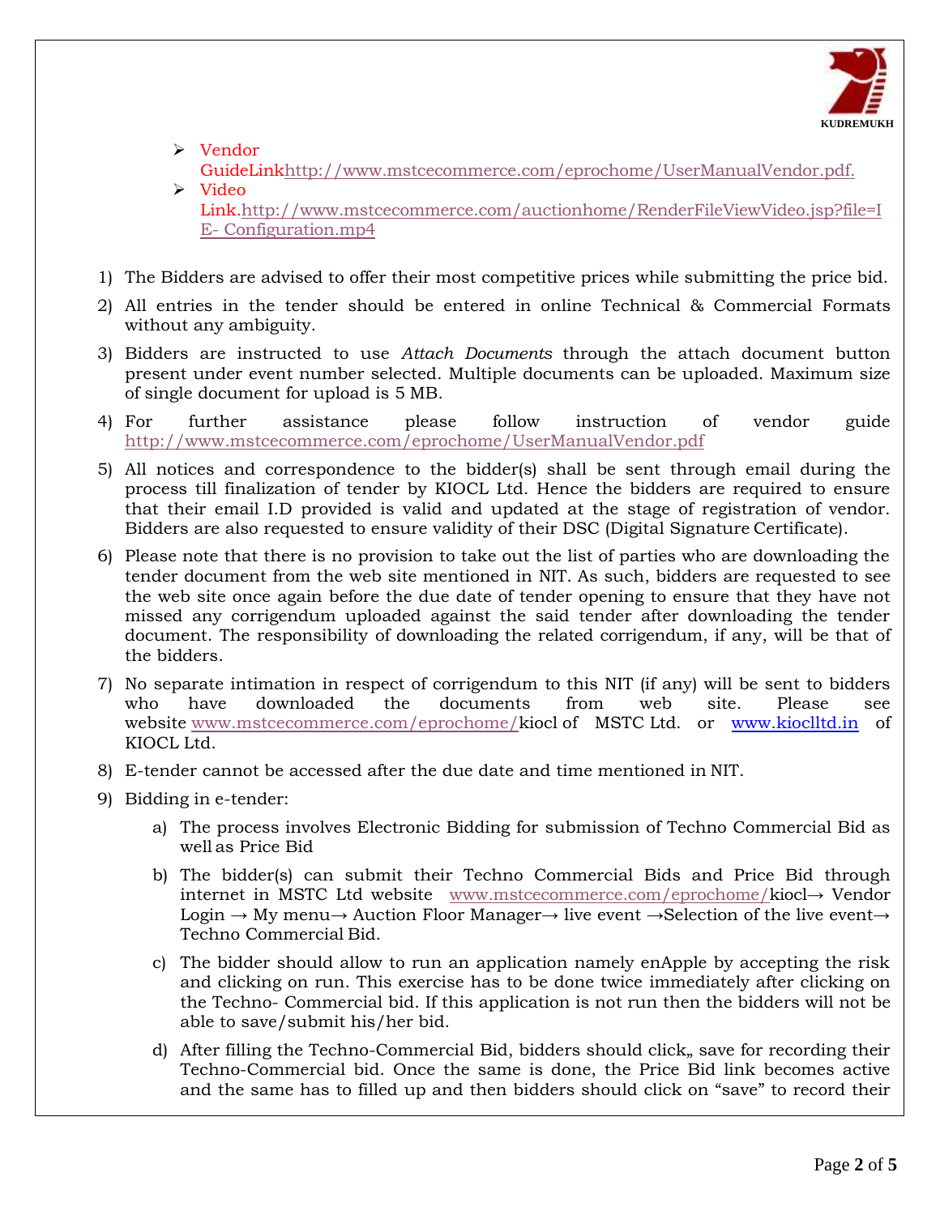- Vendor GuideLinkhttp://www.mstcecommerce.com/eprochome/UserManualVendor.pdf.
- Video Link.http://www.mstcecommerce.com/auctionhome/RenderFileViewVideo.jsp?file=IE- Configuration.mp4

1) The Bidders are advised to offer their most competitive prices while submitting the price bid.
2) All entries in the tender should be entered in online Technical & Commercial Formats without any ambiguity.
3) Bidders are instructed to use *Attach Documents* through the attach document button present under event number selected. Multiple documents can be uploaded. Maximum size of single document for upload is 5 MB.
4) For further assistance please follow instruction of vendor guide http://www.mstcecommerce.com/eprochome/UserManualVendor.pdf
5) All notices and correspondence to the bidder(s) shall be sent through email during the process till finalization of tender by KIOCL Ltd. Hence the bidders are required to ensure that their email I.D provided is valid and updated at the stage of registration of vendor. Bidders are also requested to ensure validity of their DSC (Digital Signature Certificate).
6) Please note that there is no provision to take out the list of parties who are downloading the tender document from the web site mentioned in NIT. As such, bidders are requested to see the web site once again before the due date of tender opening to ensure that they have not missed any corrigendum uploaded against the said tender after downloading the tender document. The responsibility of downloading the related corrigendum, if any, will be that of the bidders.
7) No separate intimation in respect of corrigendum to this NIT (if any) will be sent to bidders who have downloaded the documents from web site. Please see website www.mstcecommerce.com/eprochome/kiocl of MSTC Ltd. or www.kioclltd.in of KIOCL Ltd.
8) E-tender cannot be accessed after the due date and time mentioned in NIT.
9) Bidding in e-tender:
   a) The process involves Electronic Bidding for submission of Techno Commercial Bid as well as Price Bid
   b) The bidder(s) can submit their Techno Commercial Bids and Price Bid through internet in MSTC Ltd website www.mstcecommerce.com/eprochome/kiocl→ Vendor Login → My menu→ Auction Floor Manager→ live event →Selection of the live event→ Techno Commercial Bid.
   c) The bidder should allow to run an application namely enApple by accepting the risk and clicking on run. This exercise has to be done twice immediately after clicking on the Techno- Commercial bid. If this application is not run then the bidders will not be able to save/submit his/her bid.
   d) After filling the Techno-Commercial Bid, bidders should click„ save for recording their Techno-Commercial bid. Once the same is done, the Price Bid link becomes active and the same has to filled up and then bidders should click on "save" to record their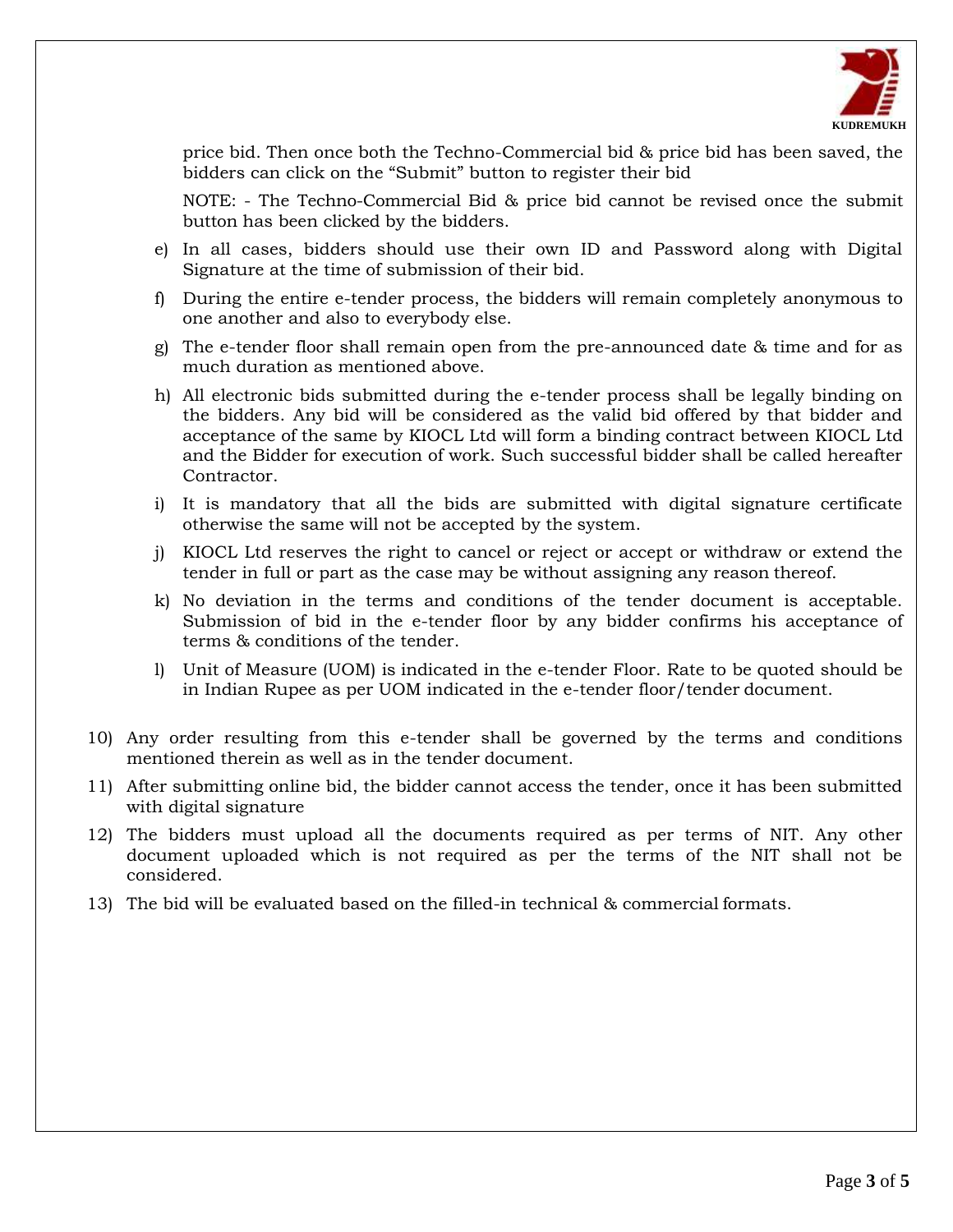price bid. Then once both the Techno-Commercial bid & price bid has been saved, the bidders can click on the "Submit" button to register their bid

NOTE: - The Techno-Commercial Bid & price bid cannot be revised once the submit button has been clicked by the bidders.

e) In all cases, bidders should use their own ID and Password along with Digital Signature at the time of submission of their bid.

f) During the entire e-tender process, the bidders will remain completely anonymous to one another and also to everybody else.

g) The e-tender floor shall remain open from the pre-announced date & time and for as much duration as mentioned above.

h) All electronic bids submitted during the e-tender process shall be legally binding on the bidders. Any bid will be considered as the valid bid offered by that bidder and acceptance of the same by KIOCL Ltd will form a binding contract between KIOCL Ltd and the Bidder for execution of work. Such successful bidder shall be called hereafter Contractor.

i) It is mandatory that all the bids are submitted with digital signature certificate otherwise the same will not be accepted by the system.

j) KIOCL Ltd reserves the right to cancel or reject or accept or withdraw or extend the tender in full or part as the case may be without assigning any reason thereof.

k) No deviation in the terms and conditions of the tender document is acceptable. Submission of bid in the e-tender floor by any bidder confirms his acceptance of terms & conditions of the tender.

l) Unit of Measure (UOM) is indicated in the e-tender Floor. Rate to be quoted should be in Indian Rupee as per UOM indicated in the e-tender floor/tender document.

10) Any order resulting from this e-tender shall be governed by the terms and conditions mentioned therein as well as in the tender document.

11) After submitting online bid, the bidder cannot access the tender, once it has been submitted with digital signature

12) The bidders must upload all the documents required as per terms of NIT. Any other document uploaded which is not required as per the terms of the NIT shall not be considered.

13) The bid will be evaluated based on the filled-in technical & commercial formats.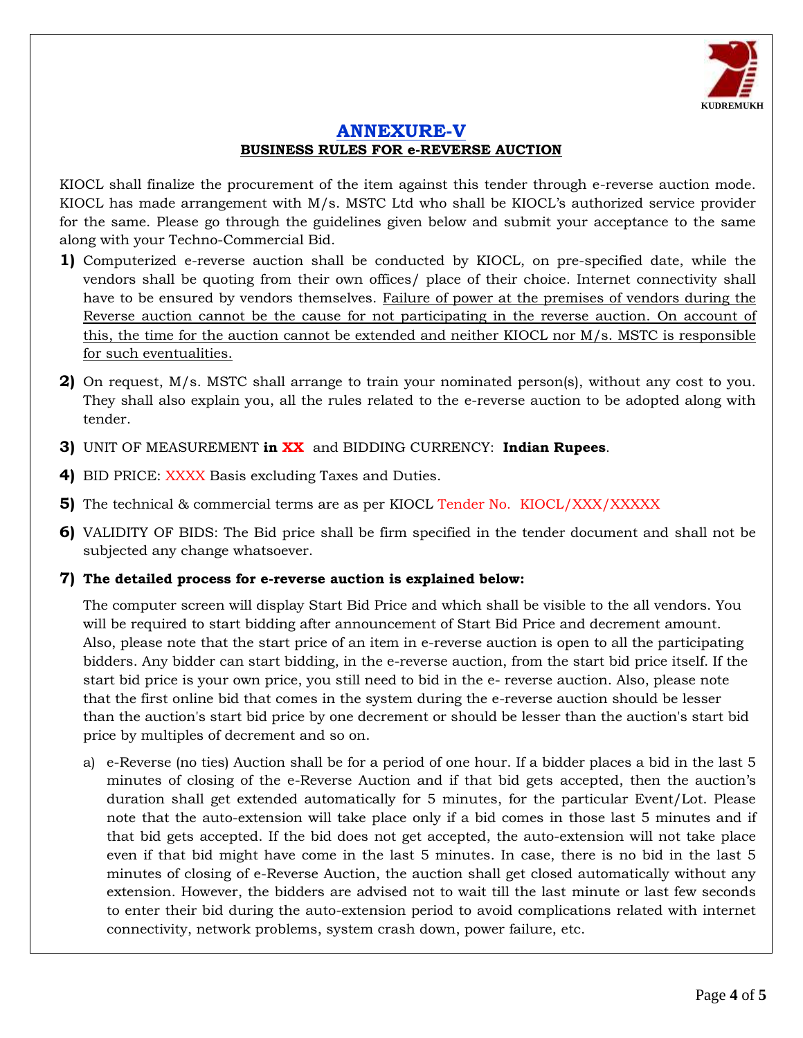KUDREMUKH

# ANNEXURE-V

## BUSINESS RULES FOR e-REVERSE AUCTION

KIOCL shall finalize the procurement of the item against this tender through e-reverse auction mode. KIOCL has made arrangement with M/s. MSTC Ltd who shall be KIOCL's authorized service provider for the same. Please go through the guidelines given below and submit your acceptance to the same along with your Techno-Commercial Bid.

1) Computerized e-reverse auction shall be conducted by KIOCL, on pre-specified date, while the vendors shall be quoting from their own offices/ place of their choice. Internet connectivity shall have to be ensured by vendors themselves. Failure of power at the premises of vendors during the Reverse auction cannot be the cause for not participating in the reverse auction. On account of this, the time for the auction cannot be extended and neither KIOCL nor M/s. MSTC is responsible for such eventualities.

2) On request, M/s. MSTC shall arrange to train your nominated person(s), without any cost to you. They shall also explain you, all the rules related to the e-reverse auction to be adopted along with tender.

3) UNIT OF MEASUREMENT **in XX** and BIDDING CURRENCY: **Indian Rupees**.

4) BID PRICE: XXXX Basis excluding Taxes and Duties.

5) The technical & commercial terms are as per KIOCL Tender No. KIOCL/XXX/XXXXX

6) VALIDITY OF BIDS: The Bid price shall be firm specified in the tender document and shall not be subjected any change whatsoever.

7) **The detailed process for e-reverse auction is explained below:**

   The computer screen will display Start Bid Price and which shall be visible to the all vendors. You will be required to start bidding after announcement of Start Bid Price and decrement amount. Also, please note that the start price of an item in e-reverse auction is open to all the participating bidders. Any bidder can start bidding, in the e-reverse auction, from the start bid price itself. If the start bid price is your own price, you still need to bid in the e- reverse auction. Also, please note that the first online bid that comes in the system during the e-reverse auction should be lesser than the auction's start bid price by one decrement or should be lesser than the auction's start bid price by multiples of decrement and so on.

   a) e-Reverse (no ties) Auction shall be for a period of one hour. If a bidder places a bid in the last 5 minutes of closing of the e-Reverse Auction and if that bid gets accepted, then the auction's duration shall get extended automatically for 5 minutes, for the particular Event/Lot. Please note that the auto-extension will take place only if a bid comes in those last 5 minutes and if that bid gets accepted. If the bid does not get accepted, the auto-extension will not take place even if that bid might have come in the last 5 minutes. In case, there is no bid in the last 5 minutes of closing of e-Reverse Auction, the auction shall get closed automatically without any extension. However, the bidders are advised not to wait till the last minute or last few seconds to enter their bid during the auto-extension period to avoid complications related with internet connectivity, network problems, system crash down, power failure, etc.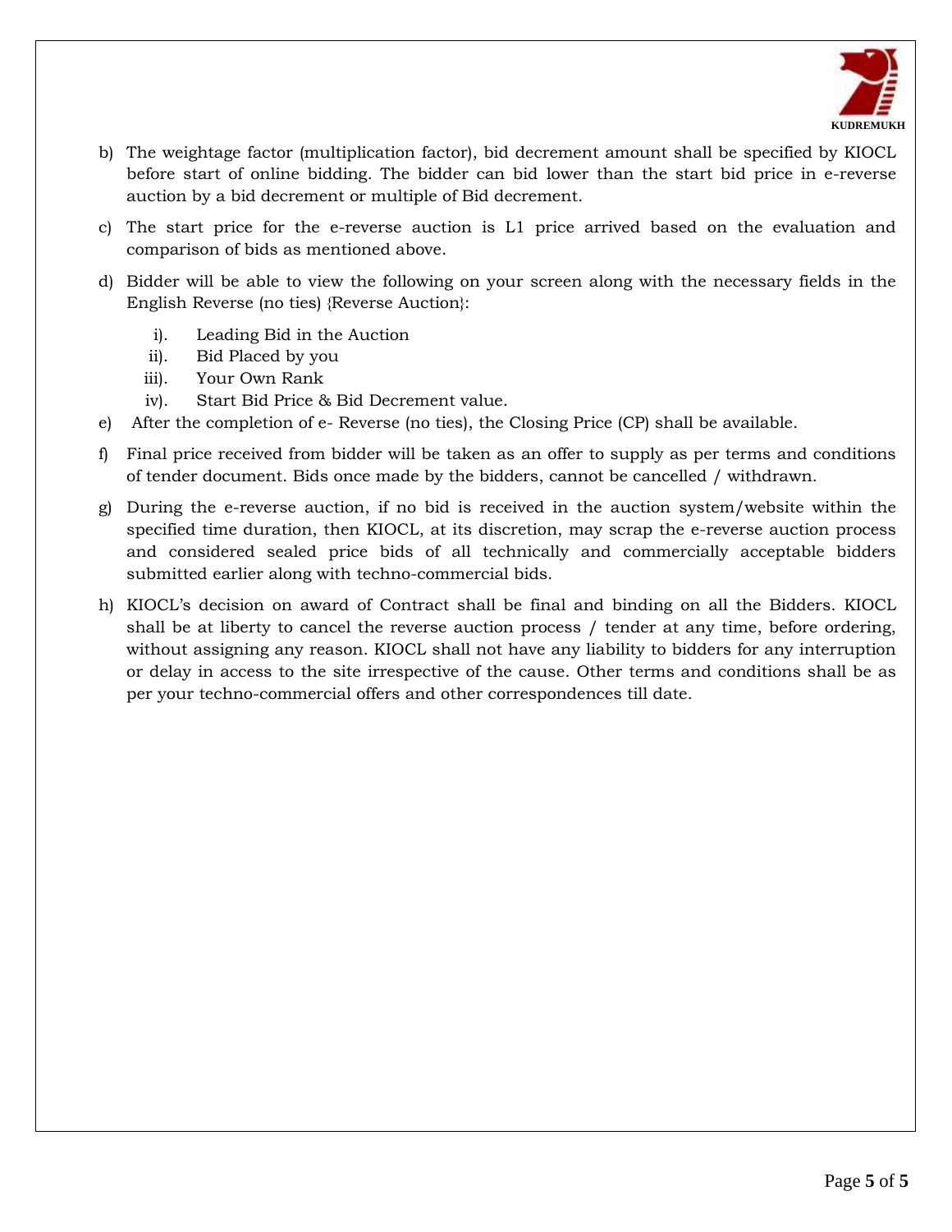b) The weightage factor (multiplication factor), bid decrement amount shall be specified by KIOCL before start of online bidding. The bidder can bid lower than the start bid price in e-reverse auction by a bid decrement or multiple of Bid decrement.

c) The start price for the e-reverse auction is L1 price arrived based on the evaluation and comparison of bids as mentioned above.

d) Bidder will be able to view the following on your screen along with the necessary fields in the English Reverse (no ties) {Reverse Auction}:

   i). Leading Bid in the Auction
   ii). Bid Placed by you
   iii). Your Own Rank
   iv). Start Bid Price & Bid Decrement value.

e) After the completion of e- Reverse (no ties), the Closing Price (CP) shall be available.

f) Final price received from bidder will be taken as an offer to supply as per terms and conditions of tender document. Bids once made by the bidders, cannot be cancelled / withdrawn.

g) During the e-reverse auction, if no bid is received in the auction system/website within the specified time duration, then KIOCL, at its discretion, may scrap the e-reverse auction process and considered sealed price bids of all technically and commercially acceptable bidders submitted earlier along with techno-commercial bids.

h) KIOCL's decision on award of Contract shall be final and binding on all the Bidders. KIOCL shall be at liberty to cancel the reverse auction process / tender at any time, before ordering, without assigning any reason. KIOCL shall not have any liability to bidders for any interruption or delay in access to the site irrespective of the cause. Other terms and conditions shall be as per your techno-commercial offers and other correspondences till date.